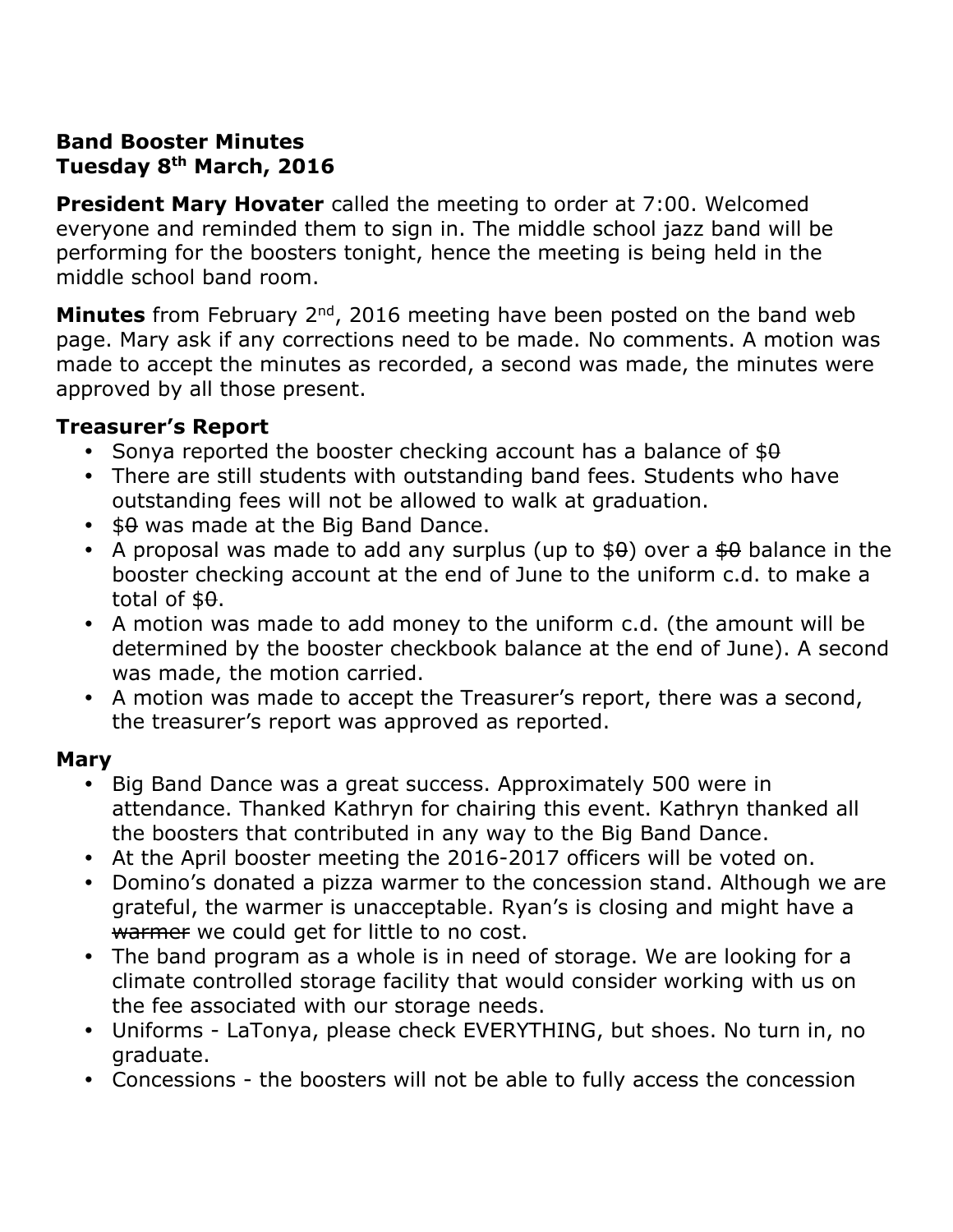**Band Booster Minutes**
**Tuesday 8th March, 2016**

**President Mary Hovater** called the meeting to order at 7:00. Welcomed everyone and reminded them to sign in. The middle school jazz band will be performing for the boosters tonight, hence the meeting is being held in the middle school band room.

**Minutes** from February 2nd, 2016 meeting have been posted on the band web page. Mary ask if any corrections need to be made. No comments. A motion was made to accept the minutes as recorded, a second was made, the minutes were approved by all those present.

**Treasurer's Report**

- Sonya reported the booster checking account has a balance of $~~0~~
- There are still students with outstanding band fees. Students who have outstanding fees will not be allowed to walk at graduation.
- $~~0~~ was made at the Big Band Dance.
- A proposal was made to add any surplus (up to $~~0~~) over a ~~$0~~ balance in the booster checking account at the end of June to the uniform c.d. to make a total of $~~0~~.
- A motion was made to add money to the uniform c.d. (the amount will be determined by the booster checkbook balance at the end of June). A second was made, the motion carried.
- A motion was made to accept the Treasurer's report, there was a second, the treasurer's report was approved as reported.

**Mary**

- Big Band Dance was a great success. Approximately 500 were in attendance. Thanked Kathryn for chairing this event. Kathryn thanked all the boosters that contributed in any way to the Big Band Dance.
- At the April booster meeting the 2016-2017 officers will be voted on.
- Domino's donated a pizza warmer to the concession stand. Although we are grateful, the warmer is unacceptable. Ryan's is closing and might have a ~~warmer~~ we could get for little to no cost.
- The band program as a whole is in need of storage. We are looking for a climate controlled storage facility that would consider working with us on the fee associated with our storage needs.
- Uniforms - LaTonya, please check EVERYTHING, but shoes. No turn in, no graduate.
- Concessions - the boosters will not be able to fully access the concession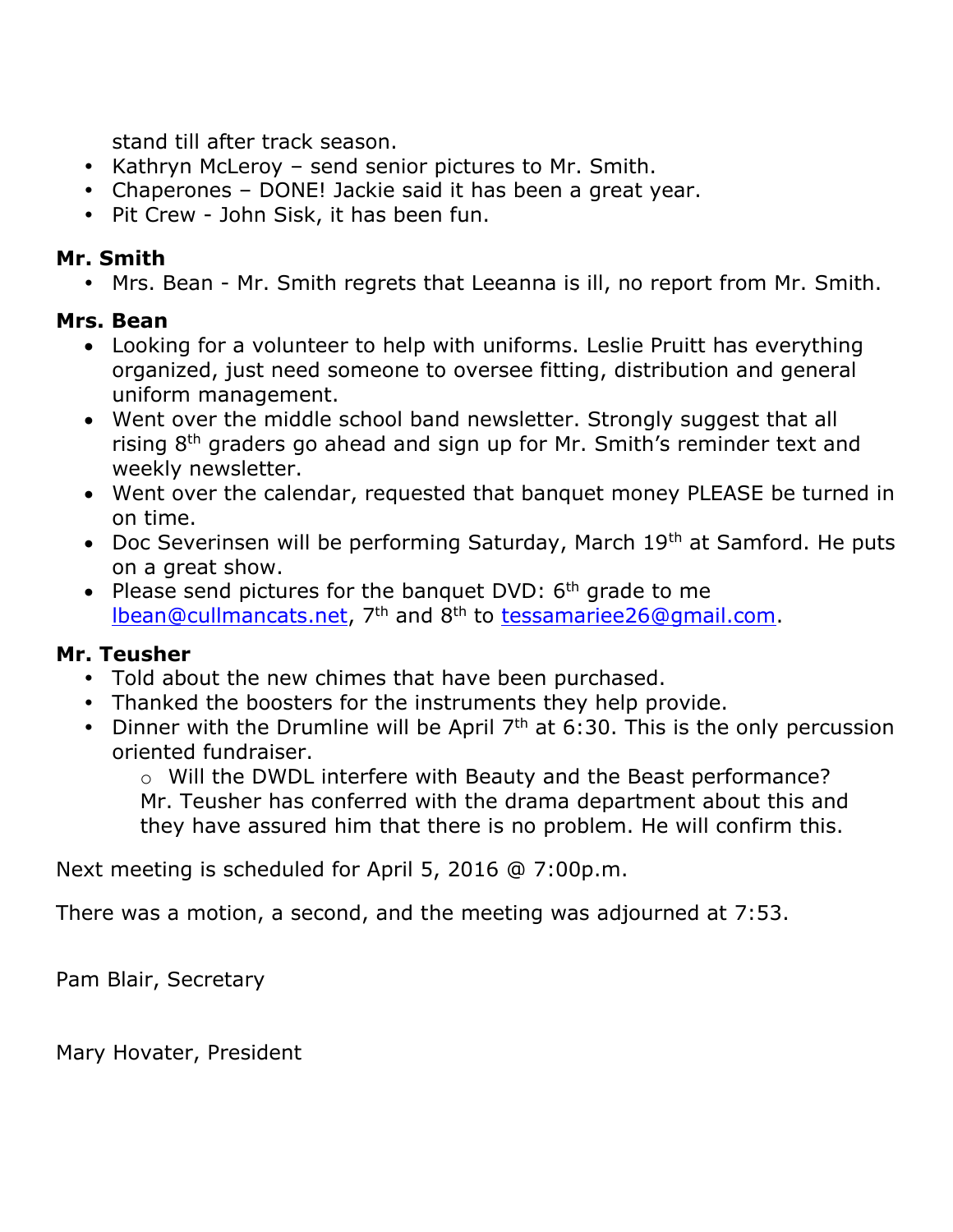stand till after track season.

- Kathryn McLeroy – send senior pictures to Mr. Smith.
- Chaperones – DONE! Jackie said it has been a great year.
- Pit Crew - John Sisk, it has been fun.

**Mr. Smith**

- Mrs. Bean - Mr. Smith regrets that Leeanna is ill, no report from Mr. Smith.

**Mrs. Bean**

- Looking for a volunteer to help with uniforms. Leslie Pruitt has everything organized, just need someone to oversee fitting, distribution and general uniform management.
- Went over the middle school band newsletter. Strongly suggest that all rising 8th graders go ahead and sign up for Mr. Smith's reminder text and weekly newsletter.
- Went over the calendar, requested that banquet money PLEASE be turned in on time.
- Doc Severinsen will be performing Saturday, March 19th at Samford. He puts on a great show.
- Please send pictures for the banquet DVD: 6th grade to me lbean@cullmancats.net, 7th and 8th to tessamariee26@gmail.com.

**Mr. Teusher**

- Told about the new chimes that have been purchased.
- Thanked the boosters for the instruments they help provide.
- Dinner with the Drumline will be April 7th at 6:30. This is the only percussion oriented fundraiser.
    - Will the DWDL interfere with Beauty and the Beast performance? Mr. Teusher has conferred with the drama department about this and they have assured him that there is no problem. He will confirm this.

Next meeting is scheduled for April 5, 2016 @ 7:00p.m.

There was a motion, a second, and the meeting was adjourned at 7:53.

Pam Blair, Secretary

Mary Hovater, President